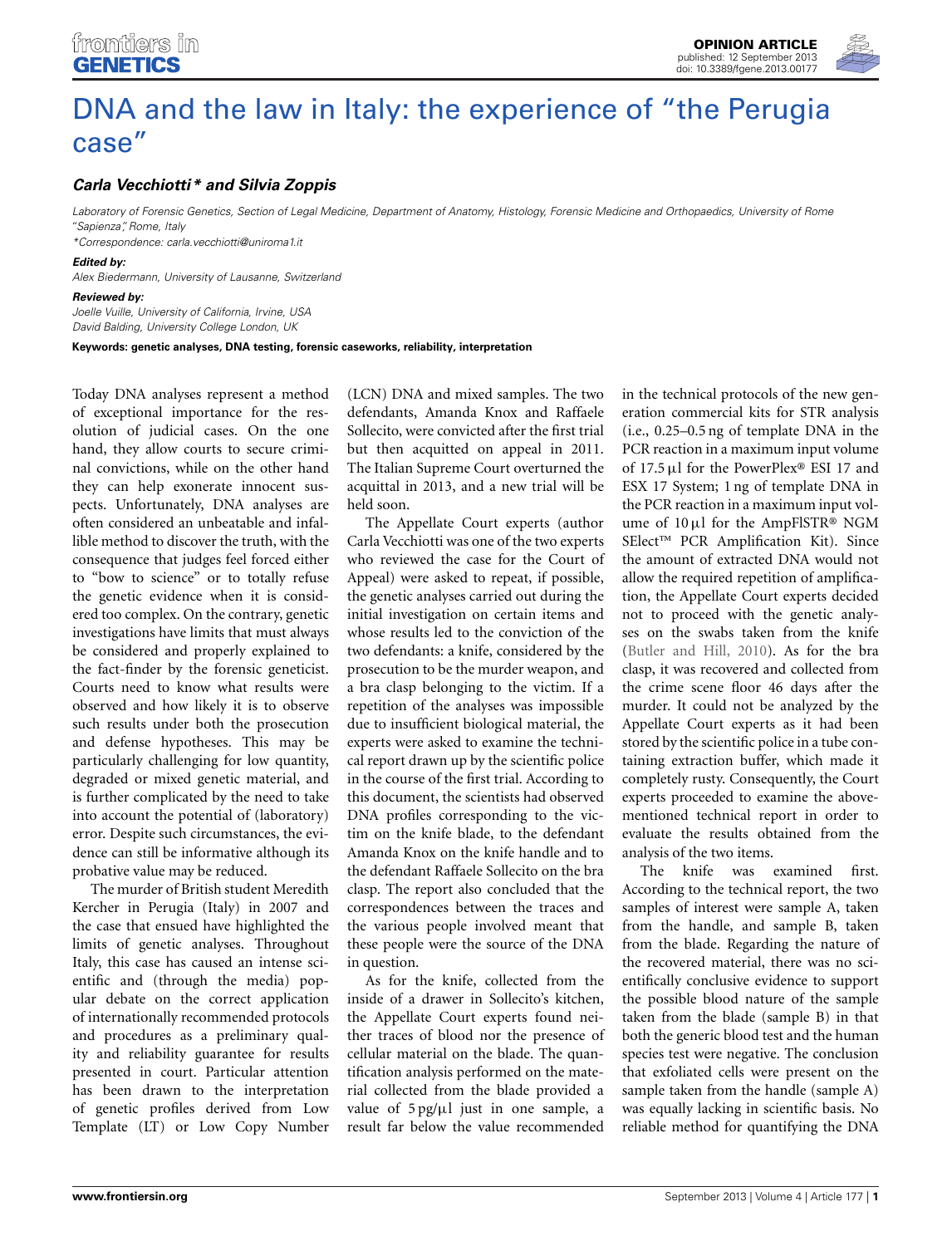# DNA and the law in Italy: the experience of "the Perugia case"

***Carla Vecchiotti\* and Silvia Zoppis***

*Laboratory of Forensic Genetics, Section of Legal Medicine, Department of Anatomy, Histology, Forensic Medicine and Orthopaedics, University of Rome "Sapienza", Rome, Italy*

*\*Correspondence: carla.vecchiotti@uniroma1.it*

***Edited by:***

*Alex Biedermann, University of Lausanne, Switzerland*

***Reviewed by:***

*Joelle Vuille, University of California, Irvine, USA*

*David Balding, University College London, UK*

**Keywords: genetic analyses, DNA testing, forensic caseworks, reliability, interpretation**

Today DNA analyses represent a method of exceptional importance for the resolution of judicial cases. On the one hand, they allow courts to secure criminal convictions, while on the other hand they can help exonerate innocent suspects. Unfortunately, DNA analyses are often considered an unbeatable and infallible method to discover the truth, with the consequence that judges feel forced either to "bow to science" or to totally refuse the genetic evidence when it is considered too complex. On the contrary, genetic investigations have limits that must always be considered and properly explained to the fact-finder by the forensic geneticist. Courts need to know what results were observed and how likely it is to observe such results under both the prosecution and defense hypotheses. This may be particularly challenging for low quantity, degraded or mixed genetic material, and is further complicated by the need to take into account the potential of (laboratory) error. Despite such circumstances, the evidence can still be informative although its probative value may be reduced.

The murder of British student Meredith Kercher in Perugia (Italy) in 2007 and the case that ensued have highlighted the limits of genetic analyses. Throughout Italy, this case has caused an intense scientific and (through the media) popular debate on the correct application of internationally recommended protocols and procedures as a preliminary quality and reliability guarantee for results presented in court. Particular attention has been drawn to the interpretation of genetic profiles derived from Low Template (LT) or Low Copy Number (LCN) DNA and mixed samples. The two defendants, Amanda Knox and Raffaele Sollecito, were convicted after the first trial but then acquitted on appeal in 2011. The Italian Supreme Court overturned the acquittal in 2013, and a new trial will be held soon.

The Appellate Court experts (author Carla Vecchiotti was one of the two experts who reviewed the case for the Court of Appeal) were asked to repeat, if possible, the genetic analyses carried out during the initial investigation on certain items and whose results led to the conviction of the two defendants: a knife, considered by the prosecution to be the murder weapon, and a bra clasp belonging to the victim. If a repetition of the analyses was impossible due to insufficient biological material, the experts were asked to examine the technical report drawn up by the scientific police in the course of the first trial. According to this document, the scientists had observed DNA profiles corresponding to the victim on the knife blade, to the defendant Amanda Knox on the knife handle and to the defendant Raffaele Sollecito on the bra clasp. The report also concluded that the correspondences between the traces and the various people involved meant that these people were the source of the DNA in question.

As for the knife, collected from the inside of a drawer in Sollecito's kitchen, the Appellate Court experts found neither traces of blood nor the presence of cellular material on the blade. The quantification analysis performed on the material collected from the blade provided a value of 5 pg/μl just in one sample, a result far below the value recommended in the technical protocols of the new generation commercial kits for STR analysis (i.e., 0.25–0.5 ng of template DNA in the PCR reaction in a maximum input volume of 17.5 μl for the PowerPlex® ESI 17 and ESX 17 System; 1 ng of template DNA in the PCR reaction in a maximum input volume of 10 μl for the AmpFlSTR® NGM SElect™ PCR Amplification Kit). Since the amount of extracted DNA would not allow the required repetition of amplification, the Appellate Court experts decided not to proceed with the genetic analyses on the swabs taken from the knife (Butler and Hill, 2010). As for the bra clasp, it was recovered and collected from the crime scene floor 46 days after the murder. It could not be analyzed by the Appellate Court experts as it had been stored by the scientific police in a tube containing extraction buffer, which made it completely rusty. Consequently, the Court experts proceeded to examine the above-mentioned technical report in order to evaluate the results obtained from the analysis of the two items.

The knife was examined first. According to the technical report, the two samples of interest were sample A, taken from the handle, and sample B, taken from the blade. Regarding the nature of the recovered material, there was no scientifically conclusive evidence to support the possible blood nature of the sample taken from the blade (sample B) in that both the generic blood test and the human species test were negative. The conclusion that exfoliated cells were present on the sample taken from the handle (sample A) was equally lacking in scientific basis. No reliable method for quantifying the DNA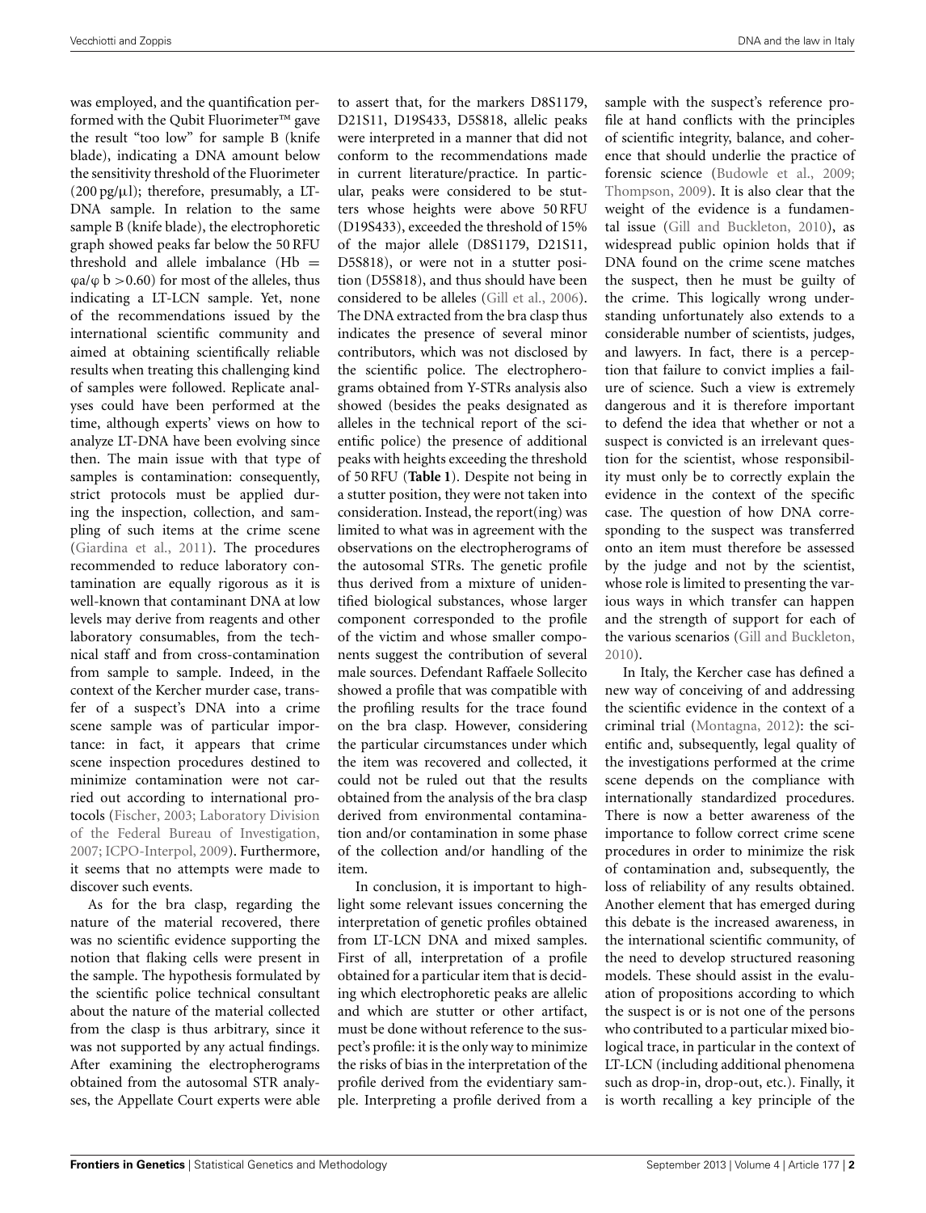was employed, and the quantification performed with the Qubit Fluorimeter™ gave the result "too low" for sample B (knife blade), indicating a DNA amount below the sensitivity threshold of the Fluorimeter ($200\,pg/\mu l$); therefore, presumably, a LT-DNA sample. In relation to the same sample B (knife blade), the electrophoretic graph showed peaks far below the 50 RFU threshold and allele imbalance ($Hb = \varphi a/\varphi\, b > 0.60$) for most of the alleles, thus indicating a LT-LCN sample. Yet, none of the recommendations issued by the international scientific community and aimed at obtaining scientifically reliable results when treating this challenging kind of samples were followed. Replicate analyses could have been performed at the time, although experts' views on how to analyze LT-DNA have been evolving since then. The main issue with that type of samples is contamination: consequently, strict protocols must be applied during the inspection, collection, and sampling of such items at the crime scene (Giardina et al., 2011). The procedures recommended to reduce laboratory contamination are equally rigorous as it is well-known that contaminant DNA at low levels may derive from reagents and other laboratory consumables, from the technical staff and from cross-contamination from sample to sample. Indeed, in the context of the Kercher murder case, transfer of a suspect's DNA into a crime scene sample was of particular importance: in fact, it appears that crime scene inspection procedures destined to minimize contamination were not carried out according to international protocols (Fischer, 2003; Laboratory Division of the Federal Bureau of Investigation, 2007; ICPO-Interpol, 2009). Furthermore, it seems that no attempts were made to discover such events.

As for the bra clasp, regarding the nature of the material recovered, there was no scientific evidence supporting the notion that flaking cells were present in the sample. The hypothesis formulated by the scientific police technical consultant about the nature of the material collected from the clasp is thus arbitrary, since it was not supported by any actual findings. After examining the electropherograms obtained from the autosomal STR analyses, the Appellate Court experts were able to assert that, for the markers D8S1179, D21S11, D19S433, D5S818, allelic peaks were interpreted in a manner that did not conform to the recommendations made in current literature/practice. In particular, peaks were considered to be stutters whose heights were above 50 RFU (D19S433), exceeded the threshold of 15% of the major allele (D8S1179, D21S11, D5S818), or were not in a stutter position (D5S818), and thus should have been considered to be alleles (Gill et al., 2006). The DNA extracted from the bra clasp thus indicates the presence of several minor contributors, which was not disclosed by the scientific police. The electropherograms obtained from Y-STRs analysis also showed (besides the peaks designated as alleles in the technical report of the scientific police) the presence of additional peaks with heights exceeding the threshold of 50 RFU (**Table 1**). Despite not being in a stutter position, they were not taken into consideration. Instead, the report(ing) was limited to what was in agreement with the observations on the electropherograms of the autosomal STRs. The genetic profile thus derived from a mixture of unidentified biological substances, whose larger component corresponded to the profile of the victim and whose smaller components suggest the contribution of several male sources. Defendant Raffaele Sollecito showed a profile that was compatible with the profiling results for the trace found on the bra clasp. However, considering the particular circumstances under which the item was recovered and collected, it could not be ruled out that the results obtained from the analysis of the bra clasp derived from environmental contamination and/or contamination in some phase of the collection and/or handling of the item.

In conclusion, it is important to highlight some relevant issues concerning the interpretation of genetic profiles obtained from LT-LCN DNA and mixed samples. First of all, interpretation of a profile obtained for a particular item that is deciding which electrophoretic peaks are allelic and which are stutter or other artifact, must be done without reference to the suspect's profile: it is the only way to minimize the risks of bias in the interpretation of the profile derived from the evidentiary sample. Interpreting a profile derived from a sample with the suspect's reference profile at hand conflicts with the principles of scientific integrity, balance, and coherence that should underlie the practice of forensic science (Budowle et al., 2009; Thompson, 2009). It is also clear that the weight of the evidence is a fundamental issue (Gill and Buckleton, 2010), as widespread public opinion holds that if DNA found on the crime scene matches the suspect, then he must be guilty of the crime. This logically wrong understanding unfortunately also extends to a considerable number of scientists, judges, and lawyers. In fact, there is a perception that failure to convict implies a failure of science. Such a view is extremely dangerous and it is therefore important to defend the idea that whether or not a suspect is convicted is an irrelevant question for the scientist, whose responsibility must only be to correctly explain the evidence in the context of the specific case. The question of how DNA corresponding to the suspect was transferred onto an item must therefore be assessed by the judge and not by the scientist, whose role is limited to presenting the various ways in which transfer can happen and the strength of support for each of the various scenarios (Gill and Buckleton, 2010).

In Italy, the Kercher case has defined a new way of conceiving of and addressing the scientific evidence in the context of a criminal trial (Montagna, 2012): the scientific and, subsequently, legal quality of the investigations performed at the crime scene depends on the compliance with internationally standardized procedures. There is now a better awareness of the importance to follow correct crime scene procedures in order to minimize the risk of contamination and, subsequently, the loss of reliability of any results obtained. Another element that has emerged during this debate is the increased awareness, in the international scientific community, of the need to develop structured reasoning models. These should assist in the evaluation of propositions according to which the suspect is or is not one of the persons who contributed to a particular mixed biological trace, in particular in the context of LT-LCN (including additional phenomena such as drop-in, drop-out, etc.). Finally, it is worth recalling a key principle of the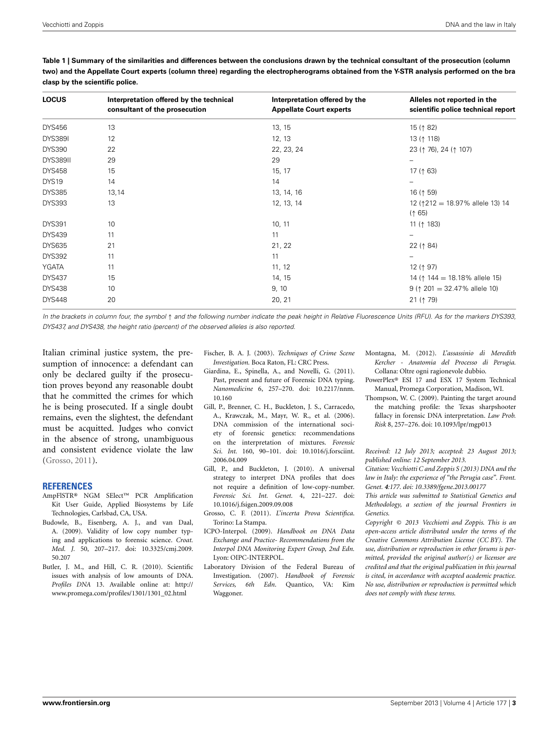**Table 1 | Summary of the similarities and differences between the conclusions drawn by the technical consultant of the prosecution (column two) and the Appellate Court experts (column three) regarding the electropherograms obtained from the Y-STR analysis performed on the bra clasp by the scientific police.**

| LOCUS | Interpretation offered by the technical consultant of the prosecution | Interpretation offered by the Appellate Court experts | Alleles not reported in the scientific police technical report |
|---|---|---|---|
| DYS456 | 13 | 13, 15 | 15 (↑ 82) |
| DYS389I | 12 | 12, 13 | 13 (↑ 118) |
| DYS390 | 22 | 22, 23, 24 | 23 (↑ 76), 24 (↑ 107) |
| DYS389II | 29 | 29 | – |
| DYS458 | 15 | 15, 17 | 17 (↑ 63) |
| DYS19 | 14 | 14 | – |
| DYS385 | 13,14 | 13, 14, 16 | 16 (↑ 59) |
| DYS393 | 13 | 12, 13, 14 | 12 (↑212 = 18.97% allele 13) 14 (↑ 65) |
| DYS391 | 10 | 10, 11 | 11 (↑ 183) |
| DYS439 | 11 | 11 | – |
| DYS635 | 21 | 21, 22 | 22 (↑ 84) |
| DYS392 | 11 | 11 | – |
| YGATA | 11 | 11, 12 | 12 (↑ 97) |
| DYS437 | 15 | 14, 15 | 14 (↑ 144 = 18.18% allele 15) |
| DYS438 | 10 | 9, 10 | 9 (↑ 201 = 32.47% allele 10) |
| DYS448 | 20 | 20, 21 | 21 (↑ 79) |

*In the brackets in column four, the symbol ↑ and the following number indicate the peak height in Relative Fluorescence Units (RFU). As for the markers DYS393, DYS437, and DYS438, the height ratio (percent) of the observed alleles is also reported.*

Italian criminal justice system, the presumption of innocence: a defendant can only be declared guilty if the prosecution proves beyond any reasonable doubt that he committed the crimes for which he is being prosecuted. If a single doubt remains, even the slightest, the defendant must be acquitted. Judges who convict in the absence of strong, unambiguous and consistent evidence violate the law (Grosso, 2011).

## REFERENCES

AmpFlSTR® NGM SElect™ PCR Amplification Kit User Guide, Applied Biosystems by Life Technologies, Carlsbad, CA, USA.

Budowle, B., Eisenberg, A. J., and van Daal, A. (2009). Validity of low copy number typing and applications to forensic science. *Croat. Med. J.* 50, 207–217. doi: 10.3325/cmj.2009.50.207

Butler, J. M., and Hill, C. R. (2010). Scientific issues with analysis of low amounts of DNA. *Profiles DNA* 13. Available online at: http://www.promega.com/profiles/1301/1301_02.html

Fischer, B. A. J. (2003). *Techniques of Crime Scene Investigation.* Boca Raton, FL: CRC Press.

Giardina, E., Spinella, A., and Novelli, G. (2011). Past, present and future of Forensic DNA typing. *Nanomedicine* 6, 257–270. doi: 10.2217/nnm.10.160

Gill, P., Brenner, C. H., Buckleton, J. S., Carracedo, A., Krawczak, M., Mayr, W. R., et al. (2006). DNA commission of the international society of forensic genetics: recommendations on the interpretation of mixtures. *Forensic Sci. Int.* 160, 90–101. doi: 10.1016/j.forsciint.2006.04.009

Gill, P., and Buckleton, J. (2010). A universal strategy to interpret DNA profiles that does not require a definition of low-copy-number. *Forensic Sci. Int. Genet.* 4, 221–227. doi: 10.1016/j.fsigen.2009.09.008

Grosso, C. F. (2011). *L'incerta Prova Scientifica.* Torino: La Stampa.

ICPO-Interpol. (2009). *Handbook on DNA Data Exchange and Practice- Recommendations from the Interpol DNA Monitoring Expert Group, 2nd Edn.* Lyon: OIPC-INTERPOL.

Laboratory Division of the Federal Bureau of Investigation. (2007). *Handbook of Forensic Services, 6th Edn.* Quantico, VA: Kim Waggoner.

Montagna, M. (2012). *L'assassinio di Meredith Kercher - Anatomia del Processo di Perugia.* Collana: Oltre ogni ragionevole dubbio.

PowerPlex® ESI 17 and ESX 17 System Technical Manual, Promega Corporation, Madison, WI.

Thompson, W. C. (2009). Painting the target around the matching profile: the Texas sharpshooter fallacy in forensic DNA interpretation. *Law Prob. Risk* 8, 257–276. doi: 10.1093/lpr/mgp013

*Received: 12 July 2013; accepted: 23 August 2013; published online: 12 September 2013.*

*Citation: Vecchiotti C and Zoppis S (2013) DNA and the law in Italy: the experience of "the Perugia case". Front. Genet. **4**:177. doi: 10.3389/fgene.2013.00177*

*This article was submitted to Statistical Genetics and Methodology, a section of the journal Frontiers in Genetics.*

*Copyright © 2013 Vecchiotti and Zoppis. This is an open-access article distributed under the terms of the Creative Commons Attribution License (CC BY). The use, distribution or reproduction in other forums is permitted, provided the original author(s) or licensor are credited and that the original publication in this journal is cited, in accordance with accepted academic practice. No use, distribution or reproduction is permitted which does not comply with these terms.*